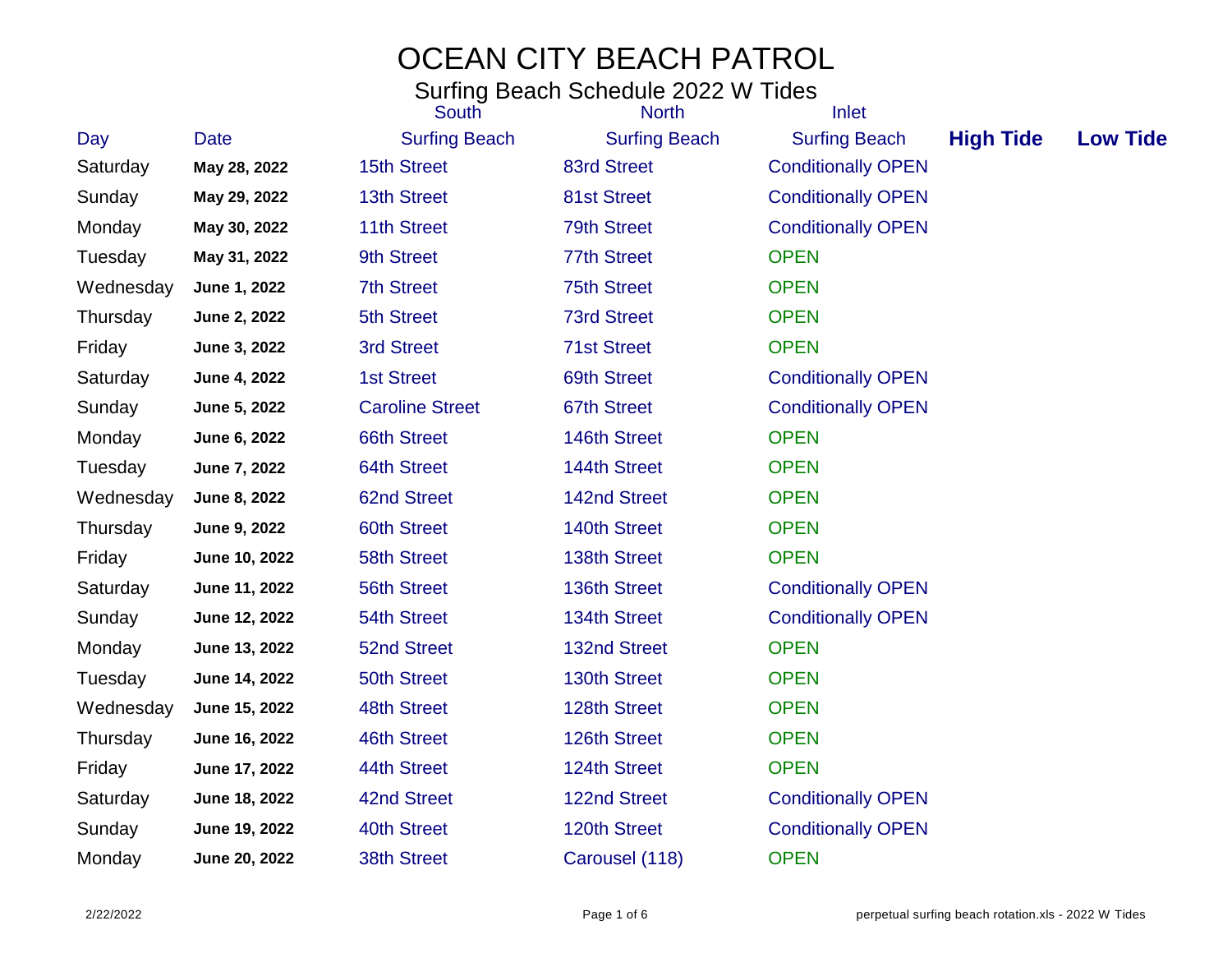# OCEAN CITY BEACH PATROL

## Surfing Beach Schedule 2022 W Tides

| Day | Date | South Surfing Beach | North Surfing Beach | Inlet Surfing Beach | High Tide | Low Tide |
|---|---|---|---|---|---|---|
| Saturday | **May 28, 2022** | 15th Street | 83rd Street | Conditionally OPEN | | |
| Sunday | **May 29, 2022** | 13th Street | 81st Street | Conditionally OPEN | | |
| Monday | **May 30, 2022** | 11th Street | 79th Street | Conditionally OPEN | | |
| Tuesday | **May 31, 2022** | 9th Street | 77th Street | OPEN | | |
| Wednesday | **June 1, 2022** | 7th Street | 75th Street | OPEN | | |
| Thursday | **June 2, 2022** | 5th Street | 73rd Street | OPEN | | |
| Friday | **June 3, 2022** | 3rd Street | 71st Street | OPEN | | |
| Saturday | **June 4, 2022** | 1st Street | 69th Street | Conditionally OPEN | | |
| Sunday | **June 5, 2022** | Caroline Street | 67th Street | Conditionally OPEN | | |
| Monday | **June 6, 2022** | 66th Street | 146th Street | OPEN | | |
| Tuesday | **June 7, 2022** | 64th Street | 144th Street | OPEN | | |
| Wednesday | **June 8, 2022** | 62nd Street | 142nd Street | OPEN | | |
| Thursday | **June 9, 2022** | 60th Street | 140th Street | OPEN | | |
| Friday | **June 10, 2022** | 58th Street | 138th Street | OPEN | | |
| Saturday | **June 11, 2022** | 56th Street | 136th Street | Conditionally OPEN | | |
| Sunday | **June 12, 2022** | 54th Street | 134th Street | Conditionally OPEN | | |
| Monday | **June 13, 2022** | 52nd Street | 132nd Street | OPEN | | |
| Tuesday | **June 14, 2022** | 50th Street | 130th Street | OPEN | | |
| Wednesday | **June 15, 2022** | 48th Street | 128th Street | OPEN | | |
| Thursday | **June 16, 2022** | 46th Street | 126th Street | OPEN | | |
| Friday | **June 17, 2022** | 44th Street | 124th Street | OPEN | | |
| Saturday | **June 18, 2022** | 42nd Street | 122nd Street | Conditionally OPEN | | |
| Sunday | **June 19, 2022** | 40th Street | 120th Street | Conditionally OPEN | | |
| Monday | **June 20, 2022** | 38th Street | Carousel (118) | OPEN | | |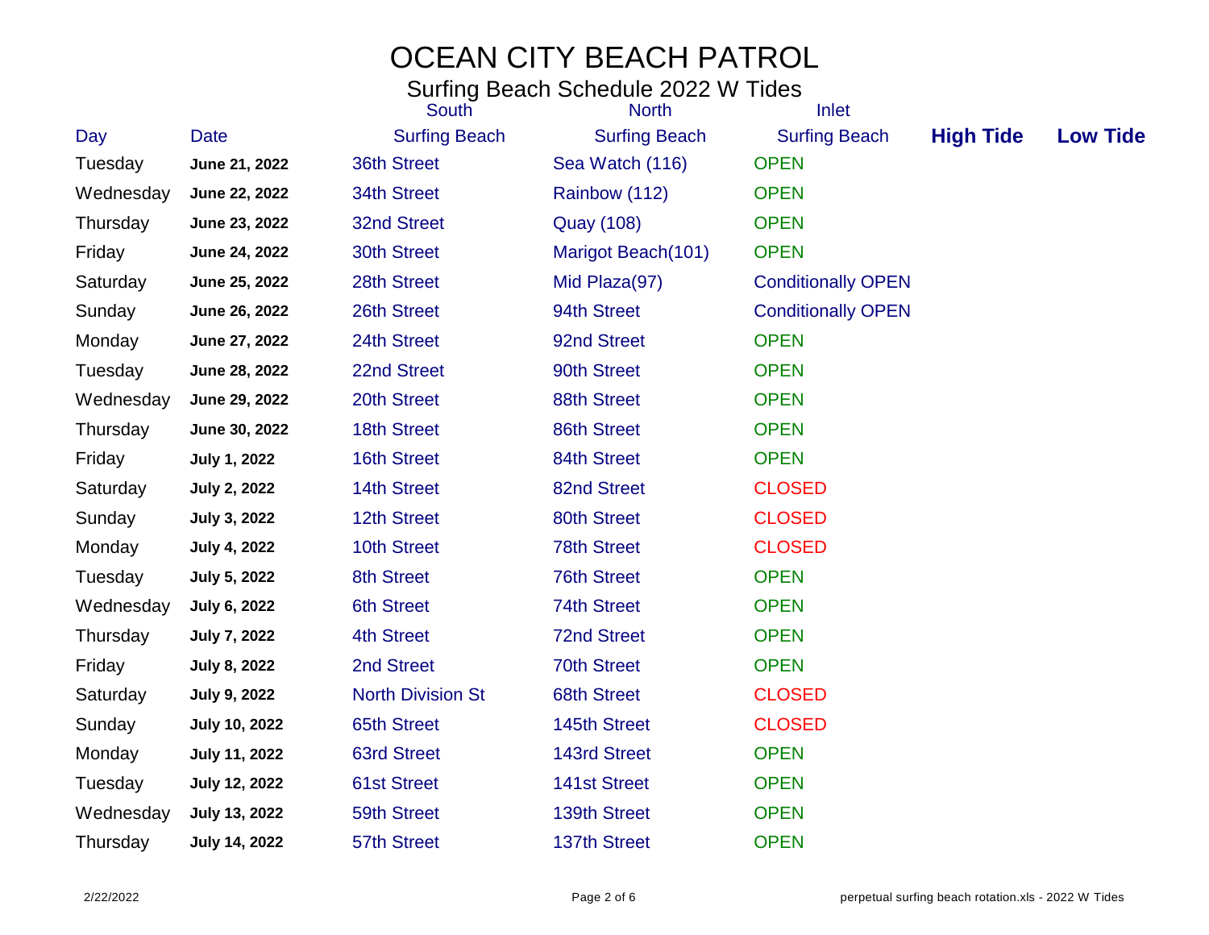# OCEAN CITY BEACH PATROL

## Surfing Beach Schedule 2022 W Tides

| Day | Date | South Surfing Beach | North Surfing Beach | Inlet Surfing Beach | High Tide | Low Tide |
|---|---|---|---|---|---|---|
| Tuesday | **June 21, 2022** | 36th Street | Sea Watch (116) | OPEN | | |
| Wednesday | **June 22, 2022** | 34th Street | Rainbow (112) | OPEN | | |
| Thursday | **June 23, 2022** | 32nd Street | Quay (108) | OPEN | | |
| Friday | **June 24, 2022** | 30th Street | Marigot Beach(101) | OPEN | | |
| Saturday | **June 25, 2022** | 28th Street | Mid Plaza(97) | Conditionally OPEN | | |
| Sunday | **June 26, 2022** | 26th Street | 94th Street | Conditionally OPEN | | |
| Monday | **June 27, 2022** | 24th Street | 92nd Street | OPEN | | |
| Tuesday | **June 28, 2022** | 22nd Street | 90th Street | OPEN | | |
| Wednesday | **June 29, 2022** | 20th Street | 88th Street | OPEN | | |
| Thursday | **June 30, 2022** | 18th Street | 86th Street | OPEN | | |
| Friday | **July 1, 2022** | 16th Street | 84th Street | OPEN | | |
| Saturday | **July 2, 2022** | 14th Street | 82nd Street | CLOSED | | |
| Sunday | **July 3, 2022** | 12th Street | 80th Street | CLOSED | | |
| Monday | **July 4, 2022** | 10th Street | 78th Street | CLOSED | | |
| Tuesday | **July 5, 2022** | 8th Street | 76th Street | OPEN | | |
| Wednesday | **July 6, 2022** | 6th Street | 74th Street | OPEN | | |
| Thursday | **July 7, 2022** | 4th Street | 72nd Street | OPEN | | |
| Friday | **July 8, 2022** | 2nd Street | 70th Street | OPEN | | |
| Saturday | **July 9, 2022** | North Division St | 68th Street | CLOSED | | |
| Sunday | **July 10, 2022** | 65th Street | 145th Street | CLOSED | | |
| Monday | **July 11, 2022** | 63rd Street | 143rd Street | OPEN | | |
| Tuesday | **July 12, 2022** | 61st Street | 141st Street | OPEN | | |
| Wednesday | **July 13, 2022** | 59th Street | 139th Street | OPEN | | |
| Thursday | **July 14, 2022** | 57th Street | 137th Street | OPEN | | |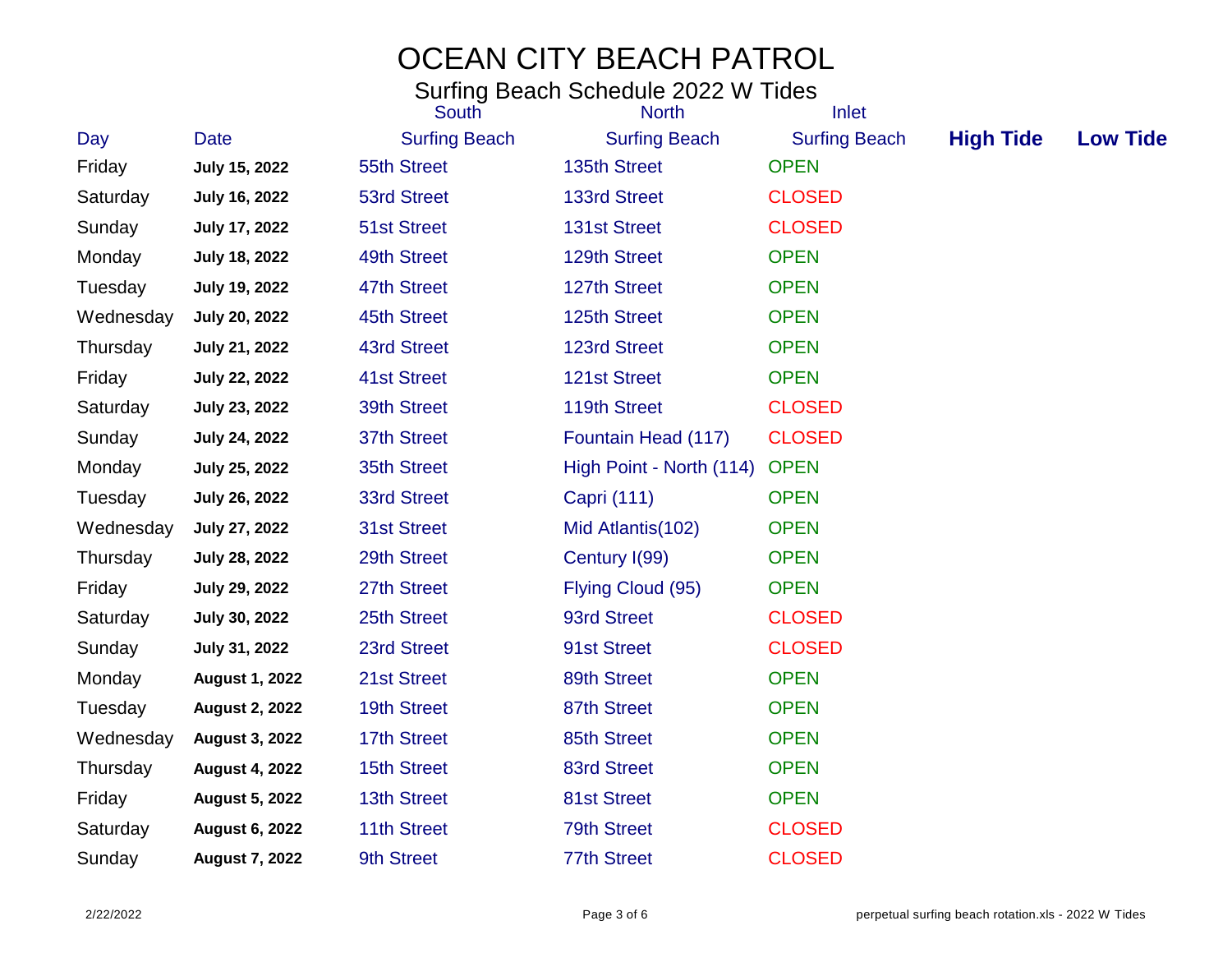# OCEAN CITY BEACH PATROL

## Surfing Beach Schedule 2022 W Tides

| Day | Date | South Surfing Beach | North Surfing Beach | Inlet Surfing Beach | High Tide | Low Tide |
|---|---|---|---|---|---|---|
| Friday | **July 15, 2022** | 55th Street | 135th Street | OPEN | | |
| Saturday | **July 16, 2022** | 53rd Street | 133rd Street | CLOSED | | |
| Sunday | **July 17, 2022** | 51st Street | 131st Street | CLOSED | | |
| Monday | **July 18, 2022** | 49th Street | 129th Street | OPEN | | |
| Tuesday | **July 19, 2022** | 47th Street | 127th Street | OPEN | | |
| Wednesday | **July 20, 2022** | 45th Street | 125th Street | OPEN | | |
| Thursday | **July 21, 2022** | 43rd Street | 123rd Street | OPEN | | |
| Friday | **July 22, 2022** | 41st Street | 121st Street | OPEN | | |
| Saturday | **July 23, 2022** | 39th Street | 119th Street | CLOSED | | |
| Sunday | **July 24, 2022** | 37th Street | Fountain Head (117) | CLOSED | | |
| Monday | **July 25, 2022** | 35th Street | High Point - North (114) | OPEN | | |
| Tuesday | **July 26, 2022** | 33rd Street | Capri (111) | OPEN | | |
| Wednesday | **July 27, 2022** | 31st Street | Mid Atlantis(102) | OPEN | | |
| Thursday | **July 28, 2022** | 29th Street | Century I(99) | OPEN | | |
| Friday | **July 29, 2022** | 27th Street | Flying Cloud (95) | OPEN | | |
| Saturday | **July 30, 2022** | 25th Street | 93rd Street | CLOSED | | |
| Sunday | **July 31, 2022** | 23rd Street | 91st Street | CLOSED | | |
| Monday | **August 1, 2022** | 21st Street | 89th Street | OPEN | | |
| Tuesday | **August 2, 2022** | 19th Street | 87th Street | OPEN | | |
| Wednesday | **August 3, 2022** | 17th Street | 85th Street | OPEN | | |
| Thursday | **August 4, 2022** | 15th Street | 83rd Street | OPEN | | |
| Friday | **August 5, 2022** | 13th Street | 81st Street | OPEN | | |
| Saturday | **August 6, 2022** | 11th Street | 79th Street | CLOSED | | |
| Sunday | **August 7, 2022** | 9th Street | 77th Street | CLOSED | | |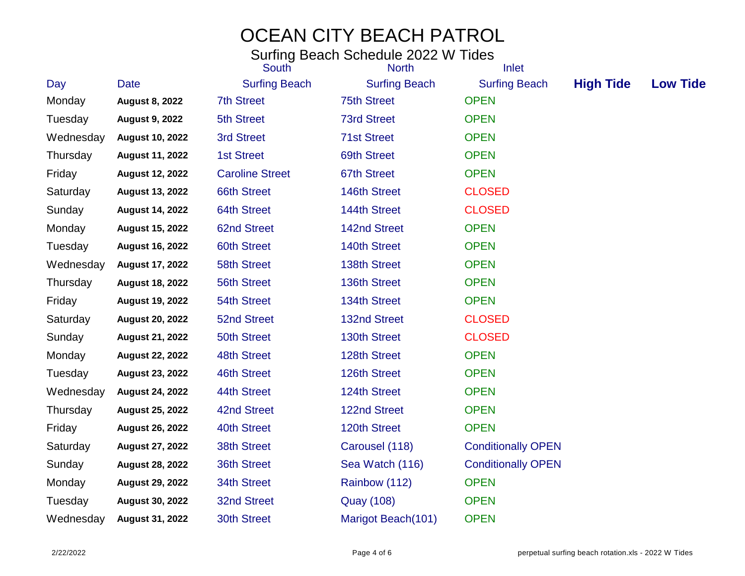# OCEAN CITY BEACH PATROL

## Surfing Beach Schedule 2022 W Tides

| Day | Date | South Surfing Beach | North Surfing Beach | Inlet Surfing Beach | **High Tide** | **Low Tide** |
|---|---|---|---|---|---|---|
| Monday | **August 8, 2022** | 7th Street | 75th Street | OPEN | | |
| Tuesday | **August 9, 2022** | 5th Street | 73rd Street | OPEN | | |
| Wednesday | **August 10, 2022** | 3rd Street | 71st Street | OPEN | | |
| Thursday | **August 11, 2022** | 1st Street | 69th Street | OPEN | | |
| Friday | **August 12, 2022** | Caroline Street | 67th Street | OPEN | | |
| Saturday | **August 13, 2022** | 66th Street | 146th Street | CLOSED | | |
| Sunday | **August 14, 2022** | 64th Street | 144th Street | CLOSED | | |
| Monday | **August 15, 2022** | 62nd Street | 142nd Street | OPEN | | |
| Tuesday | **August 16, 2022** | 60th Street | 140th Street | OPEN | | |
| Wednesday | **August 17, 2022** | 58th Street | 138th Street | OPEN | | |
| Thursday | **August 18, 2022** | 56th Street | 136th Street | OPEN | | |
| Friday | **August 19, 2022** | 54th Street | 134th Street | OPEN | | |
| Saturday | **August 20, 2022** | 52nd Street | 132nd Street | CLOSED | | |
| Sunday | **August 21, 2022** | 50th Street | 130th Street | CLOSED | | |
| Monday | **August 22, 2022** | 48th Street | 128th Street | OPEN | | |
| Tuesday | **August 23, 2022** | 46th Street | 126th Street | OPEN | | |
| Wednesday | **August 24, 2022** | 44th Street | 124th Street | OPEN | | |
| Thursday | **August 25, 2022** | 42nd Street | 122nd Street | OPEN | | |
| Friday | **August 26, 2022** | 40th Street | 120th Street | OPEN | | |
| Saturday | **August 27, 2022** | 38th Street | Carousel (118) | Conditionally OPEN | | |
| Sunday | **August 28, 2022** | 36th Street | Sea Watch (116) | Conditionally OPEN | | |
| Monday | **August 29, 2022** | 34th Street | Rainbow (112) | OPEN | | |
| Tuesday | **August 30, 2022** | 32nd Street | Quay (108) | OPEN | | |
| Wednesday | **August 31, 2022** | 30th Street | Marigot Beach(101) | OPEN | | |

2/22/2022 perpetual surfing beach rotation.xls - 2022 W Tides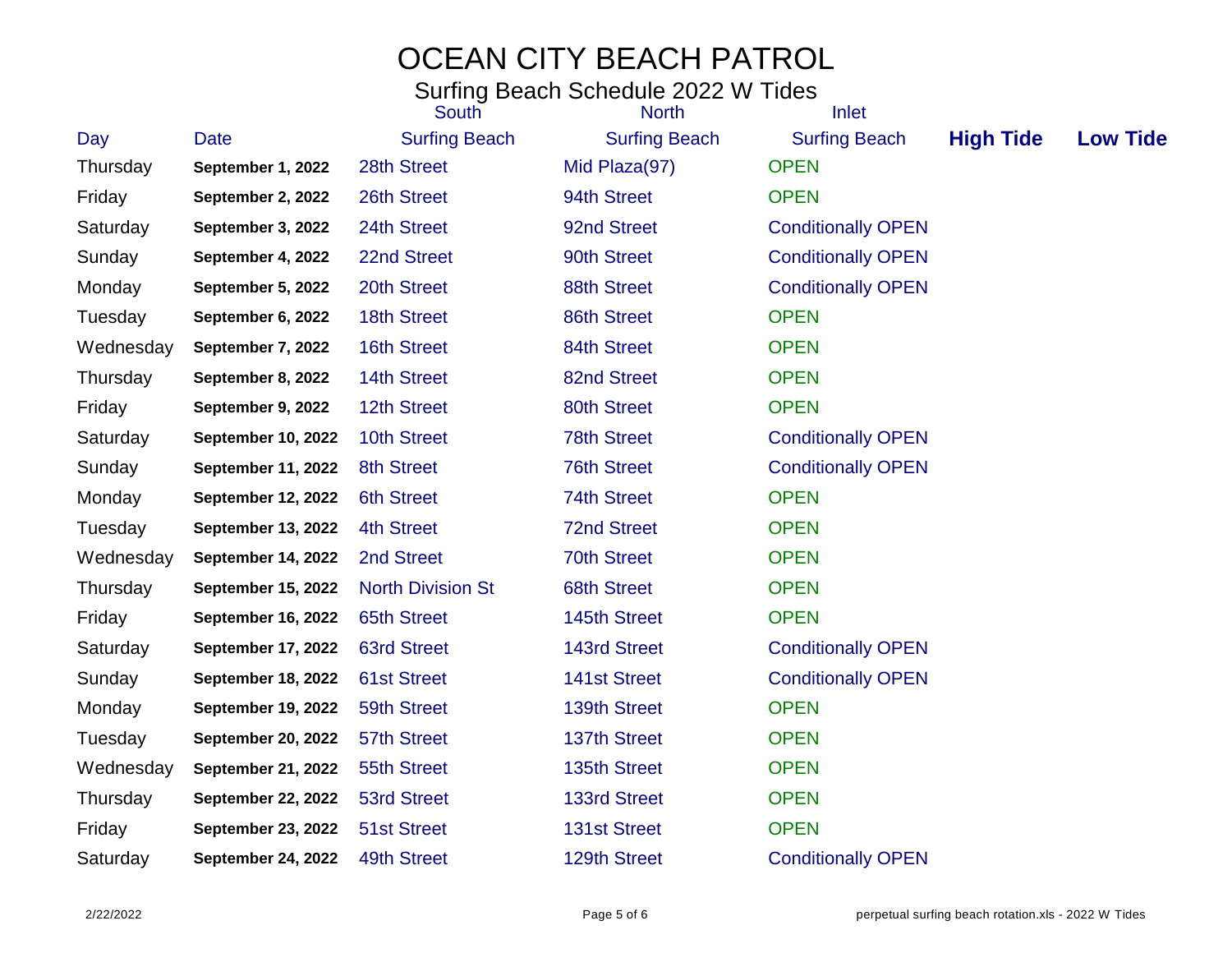# OCEAN CITY BEACH PATROL

## Surfing Beach Schedule 2022 W Tides

| Day | Date | South Surfing Beach | North Surfing Beach | Inlet Surfing Beach | High Tide | Low Tide |
|---|---|---|---|---|---|---|
| Thursday | **September 1, 2022** | 28th Street | Mid Plaza(97) | OPEN | | |
| Friday | **September 2, 2022** | 26th Street | 94th Street | OPEN | | |
| Saturday | **September 3, 2022** | 24th Street | 92nd Street | Conditionally OPEN | | |
| Sunday | **September 4, 2022** | 22nd Street | 90th Street | Conditionally OPEN | | |
| Monday | **September 5, 2022** | 20th Street | 88th Street | Conditionally OPEN | | |
| Tuesday | **September 6, 2022** | 18th Street | 86th Street | OPEN | | |
| Wednesday | **September 7, 2022** | 16th Street | 84th Street | OPEN | | |
| Thursday | **September 8, 2022** | 14th Street | 82nd Street | OPEN | | |
| Friday | **September 9, 2022** | 12th Street | 80th Street | OPEN | | |
| Saturday | **September 10, 2022** | 10th Street | 78th Street | Conditionally OPEN | | |
| Sunday | **September 11, 2022** | 8th Street | 76th Street | Conditionally OPEN | | |
| Monday | **September 12, 2022** | 6th Street | 74th Street | OPEN | | |
| Tuesday | **September 13, 2022** | 4th Street | 72nd Street | OPEN | | |
| Wednesday | **September 14, 2022** | 2nd Street | 70th Street | OPEN | | |
| Thursday | **September 15, 2022** | North Division St | 68th Street | OPEN | | |
| Friday | **September 16, 2022** | 65th Street | 145th Street | OPEN | | |
| Saturday | **September 17, 2022** | 63rd Street | 143rd Street | Conditionally OPEN | | |
| Sunday | **September 18, 2022** | 61st Street | 141st Street | Conditionally OPEN | | |
| Monday | **September 19, 2022** | 59th Street | 139th Street | OPEN | | |
| Tuesday | **September 20, 2022** | 57th Street | 137th Street | OPEN | | |
| Wednesday | **September 21, 2022** | 55th Street | 135th Street | OPEN | | |
| Thursday | **September 22, 2022** | 53rd Street | 133rd Street | OPEN | | |
| Friday | **September 23, 2022** | 51st Street | 131st Street | OPEN | | |
| Saturday | **September 24, 2022** | 49th Street | 129th Street | Conditionally OPEN | | |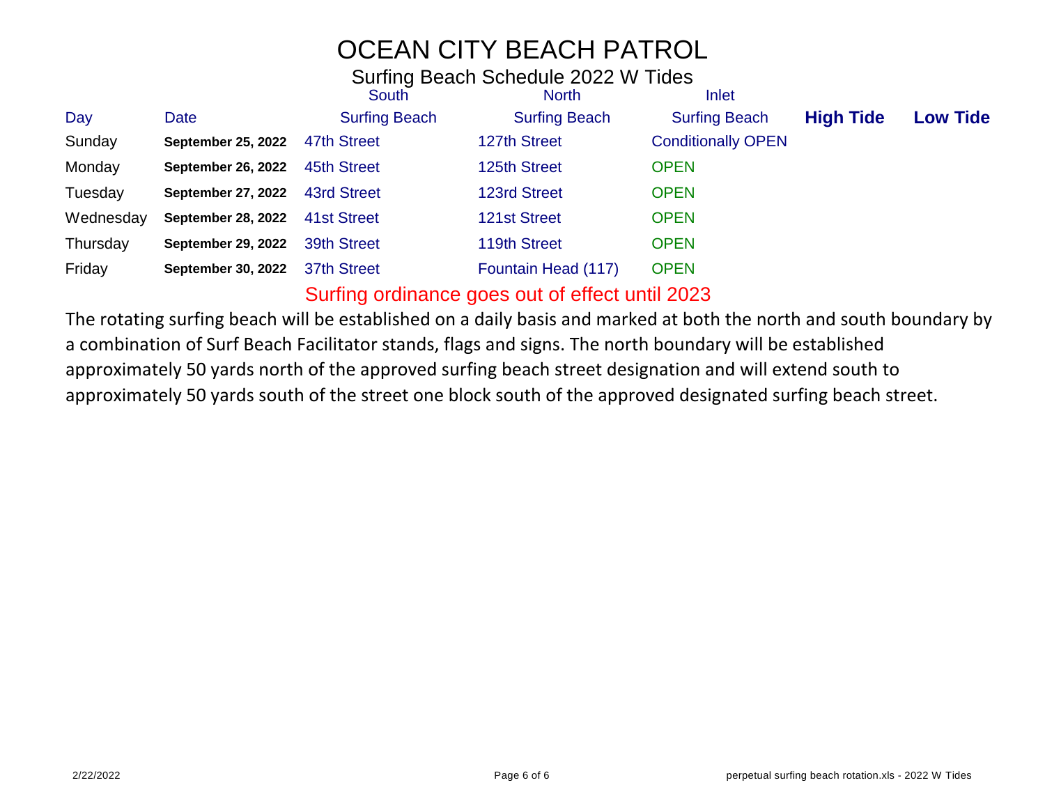# OCEAN CITY BEACH PATROL

## Surfing Beach Schedule 2022 W Tides

| Day | Date | South Surfing Beach | North Surfing Beach | Inlet Surfing Beach | High Tide | Low Tide |
|---|---|---|---|---|---|---|
| Sunday | **September 25, 2022** | 47th Street | 127th Street | Conditionally OPEN | | |
| Monday | **September 26, 2022** | 45th Street | 125th Street | OPEN | | |
| Tuesday | **September 27, 2022** | 43rd Street | 123rd Street | OPEN | | |
| Wednesday | **September 28, 2022** | 41st Street | 121st Street | OPEN | | |
| Thursday | **September 29, 2022** | 39th Street | 119th Street | OPEN | | |
| Friday | **September 30, 2022** | 37th Street | Fountain Head (117) | OPEN | | |

Surfing ordinance goes out of effect until 2023

The rotating surfing beach will be established on a daily basis and marked at both the north and south boundary by a combination of Surf Beach Facilitator stands, flags and signs. The north boundary will be established approximately 50 yards north of the approved surfing beach street designation and will extend south to approximately 50 yards south of the street one block south of the approved designated surfing beach street.